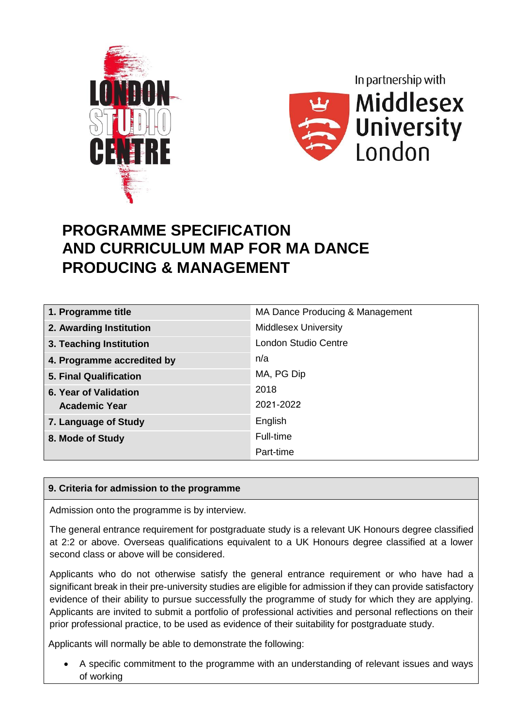In partnership with Middlesex University London

# PROGRAMME SPECIFICATION AND CURRICULUM MAP FOR MA DANCE PRODUCING & MANAGEMENT

| | |
|---|---|
| **1. Programme title** | MA Dance Producing & Management |
| **2. Awarding Institution** | Middlesex University |
| **3. Teaching Institution** | London Studio Centre |
| **4. Programme accredited by** | n/a |
| **5. Final Qualification** | MA, PG Dip |
| **6. Year of Validation** | 2018 |
| **Academic Year** | 2021-2022 |
| **7. Language of Study** | English |
| **8. Mode of Study** | Full-time |
| | Part-time |

## 9. Criteria for admission to the programme

Admission onto the programme is by interview.

The general entrance requirement for postgraduate study is a relevant UK Honours degree classified at 2:2 or above. Overseas qualifications equivalent to a UK Honours degree classified at a lower second class or above will be considered.

Applicants who do not otherwise satisfy the general entrance requirement or who have had a significant break in their pre-university studies are eligible for admission if they can provide satisfactory evidence of their ability to pursue successfully the programme of study for which they are applying. Applicants are invited to submit a portfolio of professional activities and personal reflections on their prior professional practice, to be used as evidence of their suitability for postgraduate study.

Applicants will normally be able to demonstrate the following:

- A specific commitment to the programme with an understanding of relevant issues and ways of working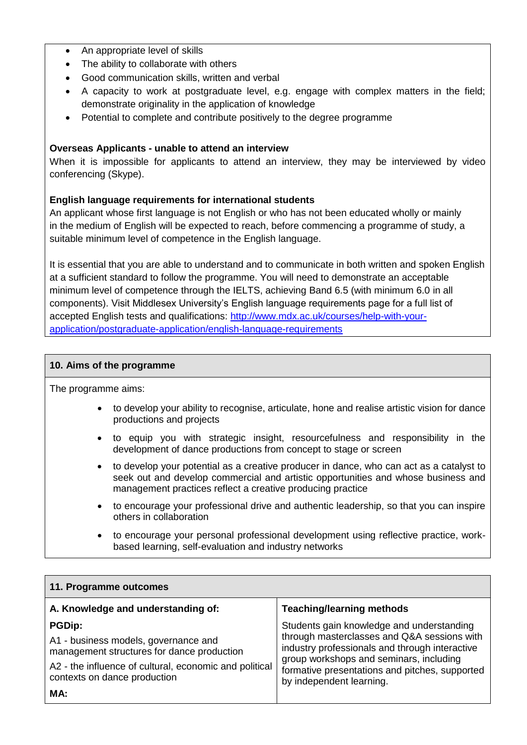- An appropriate level of skills
- The ability to collaborate with others
- Good communication skills, written and verbal
- A capacity to work at postgraduate level, e.g. engage with complex matters in the field; demonstrate originality in the application of knowledge
- Potential to complete and contribute positively to the degree programme

**Overseas Applicants - unable to attend an interview**

When it is impossible for applicants to attend an interview, they may be interviewed by video conferencing (Skype).

**English language requirements for international students**

An applicant whose first language is not English or who has not been educated wholly or mainly in the medium of English will be expected to reach, before commencing a programme of study, a suitable minimum level of competence in the English language.

It is essential that you are able to understand and to communicate in both written and spoken English at a sufficient standard to follow the programme. You will need to demonstrate an acceptable minimum level of competence through the IELTS, achieving Band 6.5 (with minimum 6.0 in all components). Visit Middlesex University's English language requirements page for a full list of accepted English tests and qualifications: [http://www.mdx.ac.uk/courses/help-with-your-application/postgraduate-application/english-language-requirements](http://www.mdx.ac.uk/courses/help-with-your-application/postgraduate-application/english-language-requirements)

## 10. Aims of the programme

The programme aims:

- to develop your ability to recognise, articulate, hone and realise artistic vision for dance productions and projects
- to equip you with strategic insight, resourcefulness and responsibility in the development of dance productions from concept to stage or screen
- to develop your potential as a creative producer in dance, who can act as a catalyst to seek out and develop commercial and artistic opportunities and whose business and management practices reflect a creative producing practice
- to encourage your professional drive and authentic leadership, so that you can inspire others in collaboration
- to encourage your personal professional development using reflective practice, work-based learning, self-evaluation and industry networks

## 11. Programme outcomes

| A. Knowledge and understanding of: | Teaching/learning methods |
|---|---|
| **PGDip:**<br>A1 - business models, governance and management structures for dance production<br>A2 - the influence of cultural, economic and political contexts on dance production<br>**MA:** | Students gain knowledge and understanding through masterclasses and Q&A sessions with industry professionals and through interactive group workshops and seminars, including formative presentations and pitches, supported by independent learning. |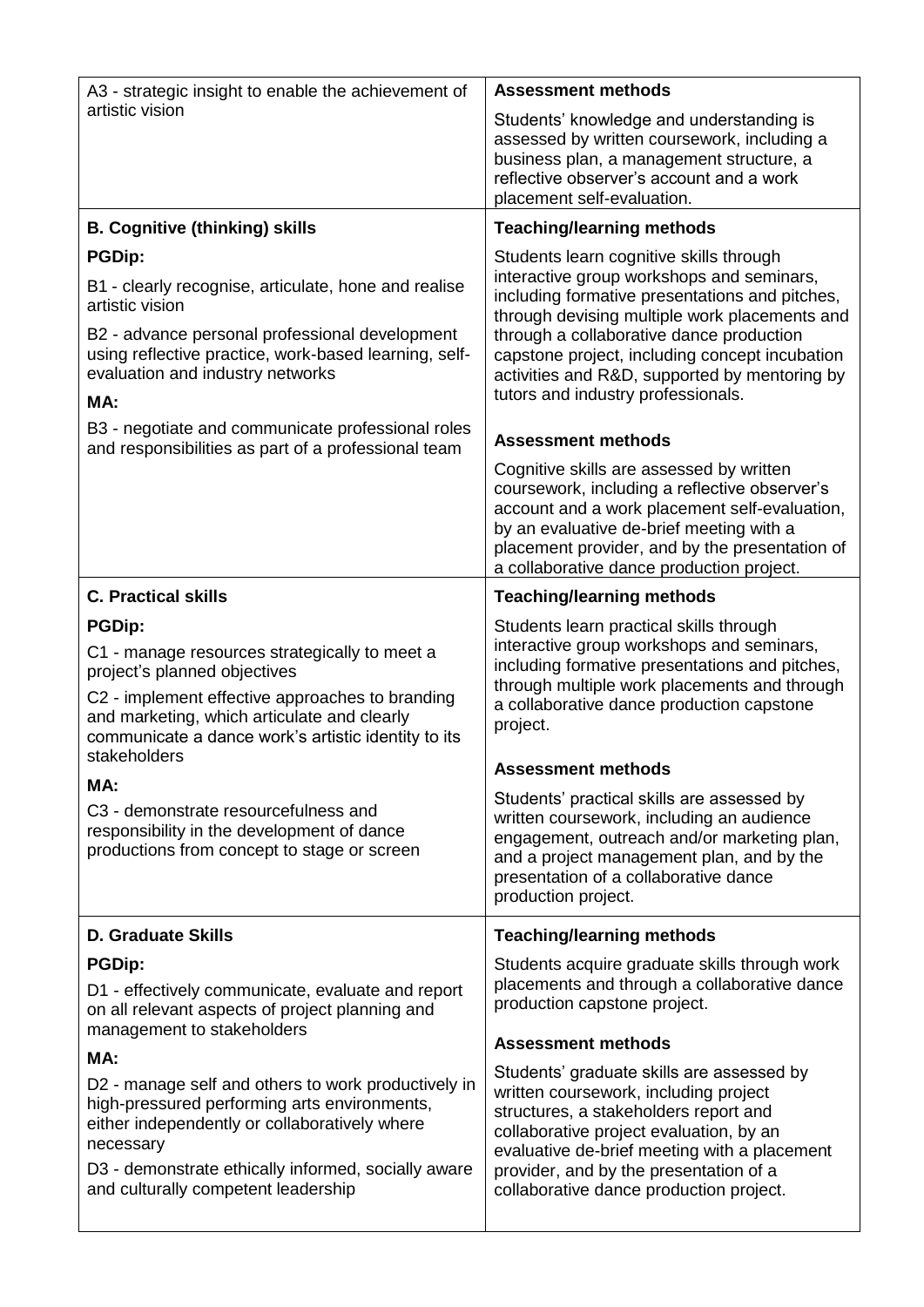| | |
|---|---|
| A3 - strategic insight to enable the achievement of artistic vision | **Assessment methods**<br><br>Students' knowledge and understanding is assessed by written coursework, including a business plan, a management structure, a reflective observer's account and a work placement self-evaluation. |
| **B. Cognitive (thinking) skills**<br><br>**PGDip:**<br><br>B1 - clearly recognise, articulate, hone and realise artistic vision<br><br>B2 - advance personal professional development using reflective practice, work-based learning, self-evaluation and industry networks<br><br>**MA:**<br><br>B3 - negotiate and communicate professional roles and responsibilities as part of a professional team | **Teaching/learning methods**<br><br>Students learn cognitive skills through interactive group workshops and seminars, including formative presentations and pitches, through devising multiple work placements and through a collaborative dance production capstone project, including concept incubation activities and R&D, supported by mentoring by tutors and industry professionals.<br><br>**Assessment methods**<br><br>Cognitive skills are assessed by written coursework, including a reflective observer's account and a work placement self-evaluation, by an evaluative de-brief meeting with a placement provider, and by the presentation of a collaborative dance production project. |
| **C. Practical skills**<br><br>**PGDip:**<br><br>C1 - manage resources strategically to meet a project's planned objectives<br><br>C2 - implement effective approaches to branding and marketing, which articulate and clearly communicate a dance work's artistic identity to its stakeholders<br><br>**MA:**<br><br>C3 - demonstrate resourcefulness and responsibility in the development of dance productions from concept to stage or screen | **Teaching/learning methods**<br><br>Students learn practical skills through interactive group workshops and seminars, including formative presentations and pitches, through multiple work placements and through a collaborative dance production capstone project.<br><br>**Assessment methods**<br><br>Students' practical skills are assessed by written coursework, including an audience engagement, outreach and/or marketing plan, and a project management plan, and by the presentation of a collaborative dance production project. |
| **D. Graduate Skills**<br><br>**PGDip:**<br><br>D1 - effectively communicate, evaluate and report on all relevant aspects of project planning and management to stakeholders<br><br>**MA:**<br><br>D2 - manage self and others to work productively in high-pressured performing arts environments, either independently or collaboratively where necessary<br><br>D3 - demonstrate ethically informed, socially aware and culturally competent leadership | **Teaching/learning methods**<br><br>Students acquire graduate skills through work placements and through a collaborative dance production capstone project.<br><br>**Assessment methods**<br><br>Students' graduate skills are assessed by written coursework, including project structures, a stakeholders report and collaborative project evaluation, by an evaluative de-brief meeting with a placement provider, and by the presentation of a collaborative dance production project. |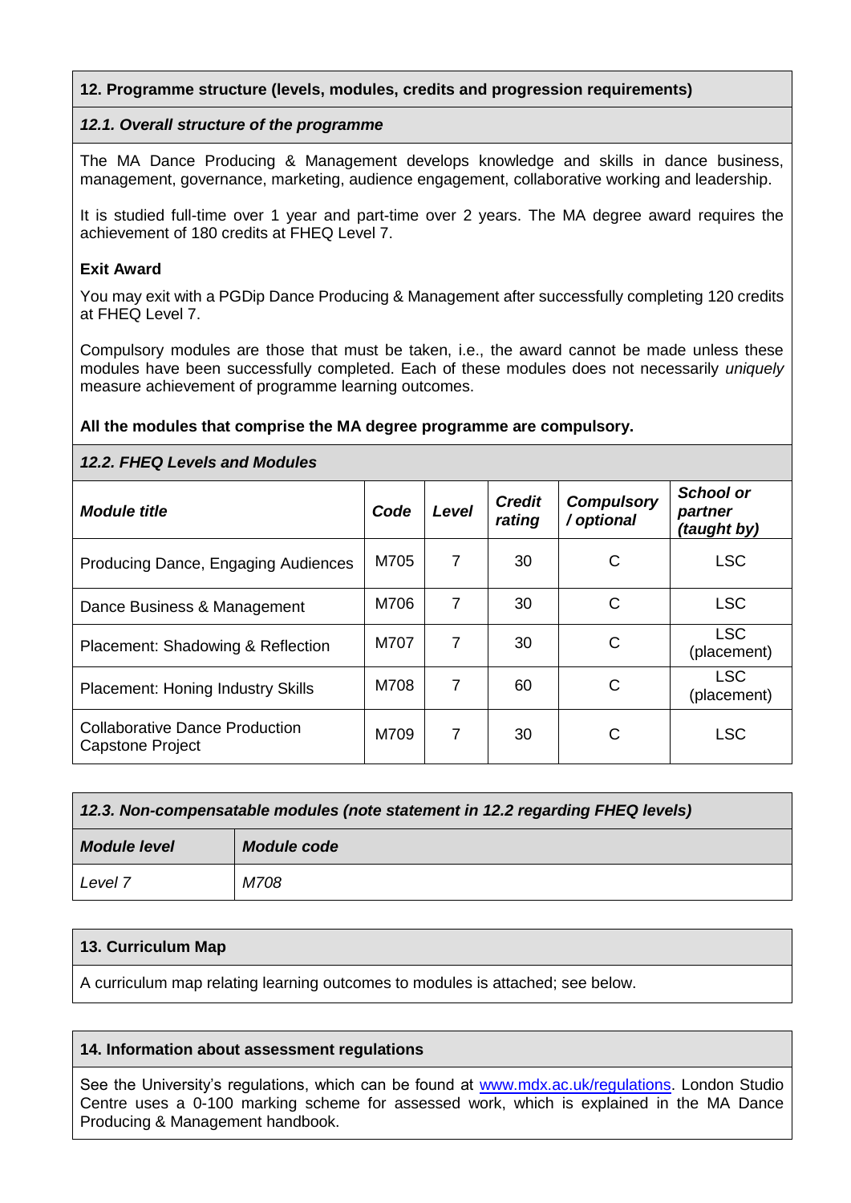## 12. Programme structure (levels, modules, credits and progression requirements)

### *12.1. Overall structure of the programme*

The MA Dance Producing & Management develops knowledge and skills in dance business, management, governance, marketing, audience engagement, collaborative working and leadership.

It is studied full-time over 1 year and part-time over 2 years. The MA degree award requires the achievement of 180 credits at FHEQ Level 7.

**Exit Award**

You may exit with a PGDip Dance Producing & Management after successfully completing 120 credits at FHEQ Level 7.

Compulsory modules are those that must be taken, i.e., the award cannot be made unless these modules have been successfully completed. Each of these modules does not necessarily *uniquely* measure achievement of programme learning outcomes.

**All the modules that comprise the MA degree programme are compulsory.**

### *12.2. FHEQ Levels and Modules*

| *Module title* | *Code* | *Level* | *Credit rating* | *Compulsory / optional* | *School or partner (taught by)* |
|---|---|---|---|---|---|
| Producing Dance, Engaging Audiences | M705 | 7 | 30 | C | LSC |
| Dance Business & Management | M706 | 7 | 30 | C | LSC |
| Placement: Shadowing & Reflection | M707 | 7 | 30 | C | LSC (placement) |
| Placement: Honing Industry Skills | M708 | 7 | 60 | C | LSC (placement) |
| Collaborative Dance Production Capstone Project | M709 | 7 | 30 | C | LSC |

### *12.3. Non-compensatable modules (note statement in 12.2 regarding FHEQ levels)*

| *Module level* | *Module code* |
|---|---|
| *Level 7* | *M708* |

## 13. Curriculum Map

A curriculum map relating learning outcomes to modules is attached; see below.

## 14. Information about assessment regulations

See the University's regulations, which can be found at [www.mdx.ac.uk/regulations](www.mdx.ac.uk/regulations). London Studio Centre uses a 0-100 marking scheme for assessed work, which is explained in the MA Dance Producing & Management handbook.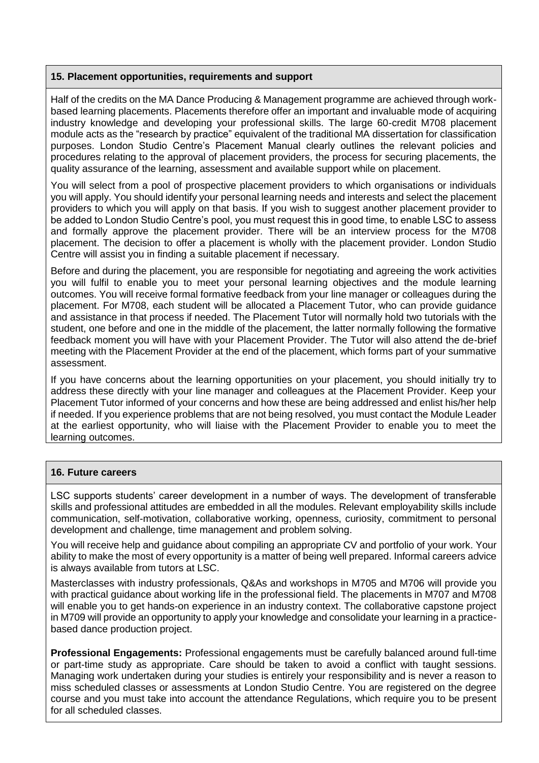## 15. Placement opportunities, requirements and support

Half of the credits on the MA Dance Producing & Management programme are achieved through work-based learning placements. Placements therefore offer an important and invaluable mode of acquiring industry knowledge and developing your professional skills. The large 60-credit M708 placement module acts as the "research by practice" equivalent of the traditional MA dissertation for classification purposes. London Studio Centre's Placement Manual clearly outlines the relevant policies and procedures relating to the approval of placement providers, the process for securing placements, the quality assurance of the learning, assessment and available support while on placement.

You will select from a pool of prospective placement providers to which organisations or individuals you will apply. You should identify your personal learning needs and interests and select the placement providers to which you will apply on that basis. If you wish to suggest another placement provider to be added to London Studio Centre's pool, you must request this in good time, to enable LSC to assess and formally approve the placement provider. There will be an interview process for the M708 placement. The decision to offer a placement is wholly with the placement provider. London Studio Centre will assist you in finding a suitable placement if necessary.

Before and during the placement, you are responsible for negotiating and agreeing the work activities you will fulfil to enable you to meet your personal learning objectives and the module learning outcomes. You will receive formal formative feedback from your line manager or colleagues during the placement. For M708, each student will be allocated a Placement Tutor, who can provide guidance and assistance in that process if needed. The Placement Tutor will normally hold two tutorials with the student, one before and one in the middle of the placement, the latter normally following the formative feedback moment you will have with your Placement Provider. The Tutor will also attend the de-brief meeting with the Placement Provider at the end of the placement, which forms part of your summative assessment.

If you have concerns about the learning opportunities on your placement, you should initially try to address these directly with your line manager and colleagues at the Placement Provider. Keep your Placement Tutor informed of your concerns and how these are being addressed and enlist his/her help if needed. If you experience problems that are not being resolved, you must contact the Module Leader at the earliest opportunity, who will liaise with the Placement Provider to enable you to meet the learning outcomes.

## 16. Future careers

LSC supports students' career development in a number of ways. The development of transferable skills and professional attitudes are embedded in all the modules. Relevant employability skills include communication, self-motivation, collaborative working, openness, curiosity, commitment to personal development and challenge, time management and problem solving.

You will receive help and guidance about compiling an appropriate CV and portfolio of your work. Your ability to make the most of every opportunity is a matter of being well prepared. Informal careers advice is always available from tutors at LSC.

Masterclasses with industry professionals, Q&As and workshops in M705 and M706 will provide you with practical guidance about working life in the professional field. The placements in M707 and M708 will enable you to get hands-on experience in an industry context. The collaborative capstone project in M709 will provide an opportunity to apply your knowledge and consolidate your learning in a practice-based dance production project.

**Professional Engagements:** Professional engagements must be carefully balanced around full-time or part-time study as appropriate. Care should be taken to avoid a conflict with taught sessions. Managing work undertaken during your studies is entirely your responsibility and is never a reason to miss scheduled classes or assessments at London Studio Centre. You are registered on the degree course and you must take into account the attendance Regulations, which require you to be present for all scheduled classes.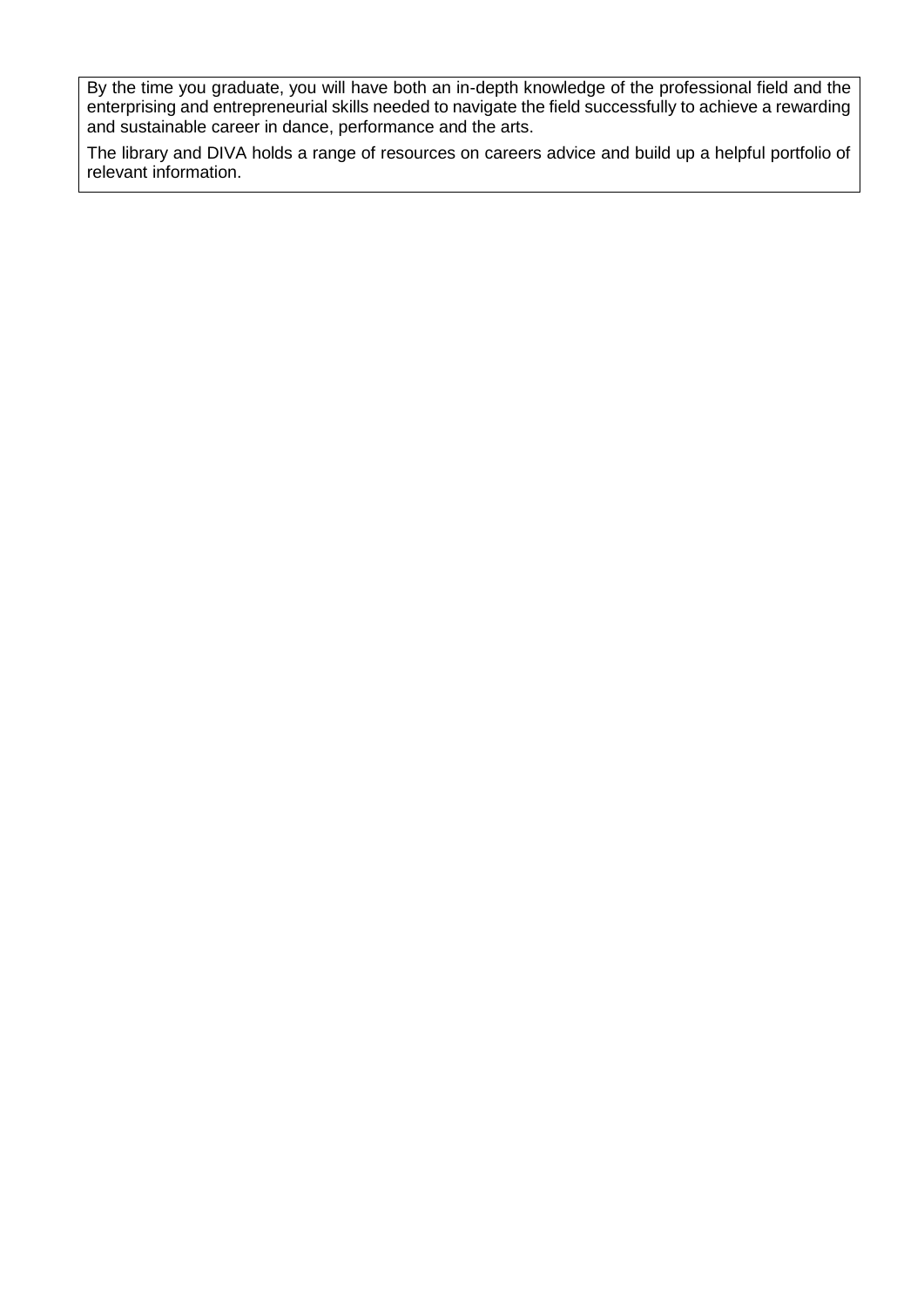By the time you graduate, you will have both an in-depth knowledge of the professional field and the enterprising and entrepreneurial skills needed to navigate the field successfully to achieve a rewarding and sustainable career in dance, performance and the arts.

The library and DIVA holds a range of resources on careers advice and build up a helpful portfolio of relevant information.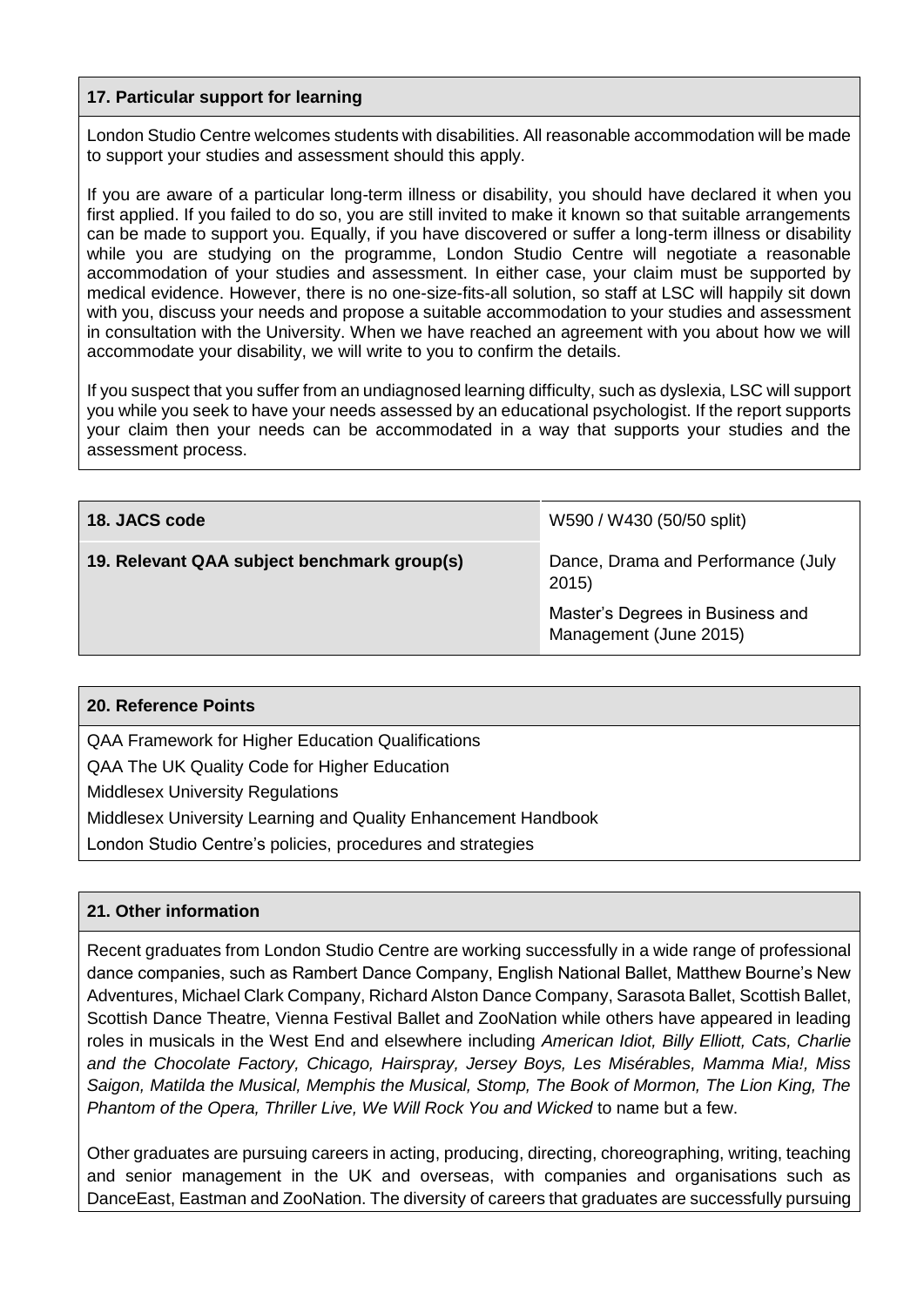## 17. Particular support for learning

London Studio Centre welcomes students with disabilities. All reasonable accommodation will be made to support your studies and assessment should this apply.

If you are aware of a particular long-term illness or disability, you should have declared it when you first applied. If you failed to do so, you are still invited to make it known so that suitable arrangements can be made to support you. Equally, if you have discovered or suffer a long-term illness or disability while you are studying on the programme, London Studio Centre will negotiate a reasonable accommodation of your studies and assessment. In either case, your claim must be supported by medical evidence. However, there is no one-size-fits-all solution, so staff at LSC will happily sit down with you, discuss your needs and propose a suitable accommodation to your studies and assessment in consultation with the University. When we have reached an agreement with you about how we will accommodate your disability, we will write to you to confirm the details.

If you suspect that you suffer from an undiagnosed learning difficulty, such as dyslexia, LSC will support you while you seek to have your needs assessed by an educational psychologist. If the report supports your claim then your needs can be accommodated in a way that supports your studies and the assessment process.

| **18. JACS code** | W590 / W430 (50/50 split) |
|---|---|
| **19. Relevant QAA subject benchmark group(s)** | Dance, Drama and Performance (July 2015)<br>Master's Degrees in Business and Management (June 2015) |

## 20. Reference Points

QAA Framework for Higher Education Qualifications

QAA The UK Quality Code for Higher Education

Middlesex University Regulations

Middlesex University Learning and Quality Enhancement Handbook

London Studio Centre's policies, procedures and strategies

## 21. Other information

Recent graduates from London Studio Centre are working successfully in a wide range of professional dance companies, such as Rambert Dance Company, English National Ballet, Matthew Bourne's New Adventures, Michael Clark Company, Richard Alston Dance Company, Sarasota Ballet, Scottish Ballet, Scottish Dance Theatre, Vienna Festival Ballet and ZooNation while others have appeared in leading roles in musicals in the West End and elsewhere including *American Idiot, Billy Elliott, Cats, Charlie and the Chocolate Factory, Chicago, Hairspray, Jersey Boys, Les Misérables, Mamma Mia!, Miss Saigon, Matilda the Musical, Memphis the Musical, Stomp, The Book of Mormon, The Lion King, The Phantom of the Opera, Thriller Live, We Will Rock You and Wicked* to name but a few.

Other graduates are pursuing careers in acting, producing, directing, choreographing, writing, teaching and senior management in the UK and overseas, with companies and organisations such as DanceEast, Eastman and ZooNation. The diversity of careers that graduates are successfully pursuing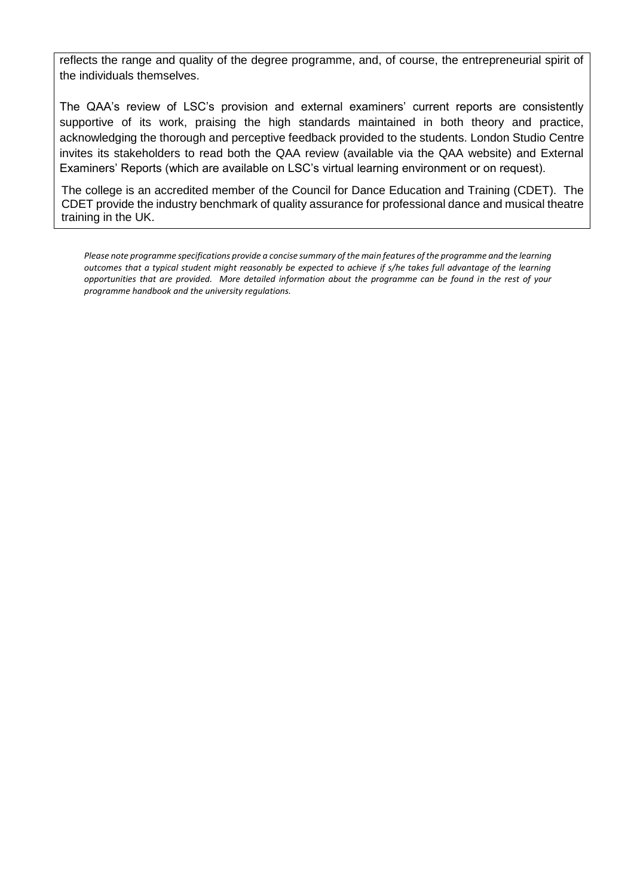reflects the range and quality of the degree programme, and, of course, the entrepreneurial spirit of the individuals themselves.

The QAA's review of LSC's provision and external examiners' current reports are consistently supportive of its work, praising the high standards maintained in both theory and practice, acknowledging the thorough and perceptive feedback provided to the students. London Studio Centre invites its stakeholders to read both the QAA review (available via the QAA website) and External Examiners' Reports (which are available on LSC's virtual learning environment or on request).

The college is an accredited member of the Council for Dance Education and Training (CDET). The CDET provide the industry benchmark of quality assurance for professional dance and musical theatre training in the UK.

*Please note programme specifications provide a concise summary of the main features of the programme and the learning outcomes that a typical student might reasonably be expected to achieve if s/he takes full advantage of the learning opportunities that are provided. More detailed information about the programme can be found in the rest of your programme handbook and the university regulations.*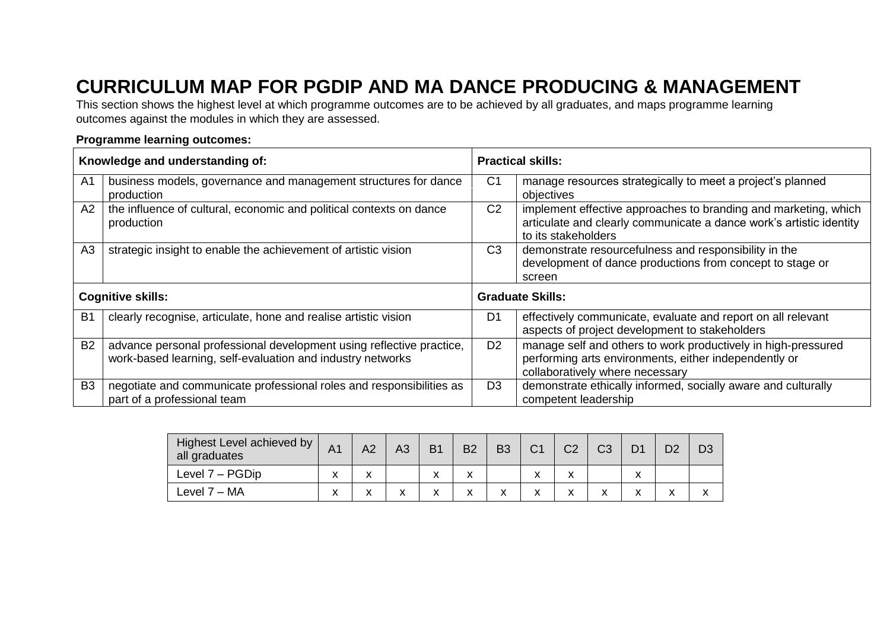# CURRICULUM MAP FOR PGDIP AND MA DANCE PRODUCING & MANAGEMENT

This section shows the highest level at which programme outcomes are to be achieved by all graduates, and maps programme learning outcomes against the modules in which they are assessed.

**Programme learning outcomes:**

| **Knowledge and understanding of:** | | **Practical skills:** | |
|---|---|---|---|
| A1 | business models, governance and management structures for dance production | C1 | manage resources strategically to meet a project's planned objectives |
| A2 | the influence of cultural, economic and political contexts on dance production | C2 | implement effective approaches to branding and marketing, which articulate and clearly communicate a dance work's artistic identity to its stakeholders |
| A3 | strategic insight to enable the achievement of artistic vision | C3 | demonstrate resourcefulness and responsibility in the development of dance productions from concept to stage or screen |
| **Cognitive skills:** | | **Graduate Skills:** | |
| B1 | clearly recognise, articulate, hone and realise artistic vision | D1 | effectively communicate, evaluate and report on all relevant aspects of project development to stakeholders |
| B2 | advance personal professional development using reflective practice, work-based learning, self-evaluation and industry networks | D2 | manage self and others to work productively in high-pressured performing arts environments, either independently or collaboratively where necessary |
| B3 | negotiate and communicate professional roles and responsibilities as part of a professional team | D3 | demonstrate ethically informed, socially aware and culturally competent leadership |

| Highest Level achieved by all graduates | A1 | A2 | A3 | B1 | B2 | B3 | C1 | C2 | C3 | D1 | D2 | D3 |
|---|---|---|---|---|---|---|---|---|---|---|---|---|
| Level 7 – PGDip | x | x | | x | x | | x | x | | x | | |
| Level 7 – MA | x | x | x | x | x | x | x | x | x | x | x | x |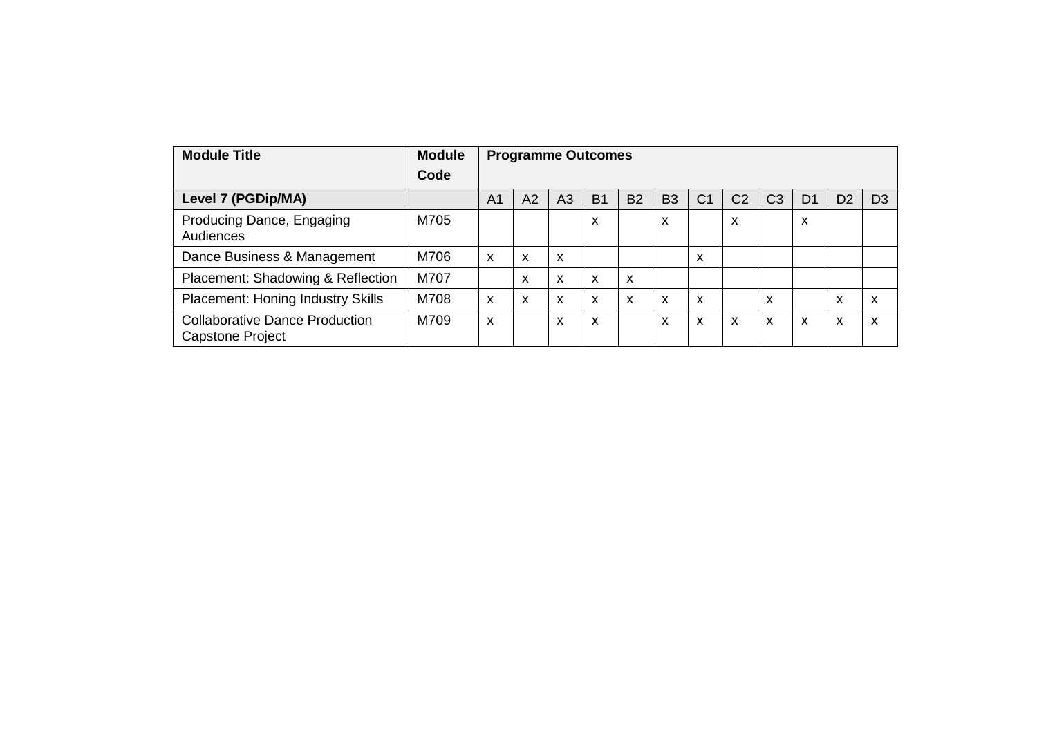| Module Title | Module Code | Programme Outcomes | | | | | | | | | | | |
|---|---|---|---|---|---|---|---|---|---|---|---|---|---|
| **Level 7 (PGDip/MA)** | | A1 | A2 | A3 | B1 | B2 | B3 | C1 | C2 | C3 | D1 | D2 | D3 |
| Producing Dance, Engaging Audiences | M705 | | | | x | | x | | x | | x | | |
| Dance Business & Management | M706 | x | x | x | | | | x | | | | | |
| Placement: Shadowing & Reflection | M707 | | x | x | x | x | | | | | | | |
| Placement: Honing Industry Skills | M708 | x | x | x | x | x | x | x | | x | | x | x |
| Collaborative Dance Production Capstone Project | M709 | x | | x | x | | x | x | x | x | x | x | x |